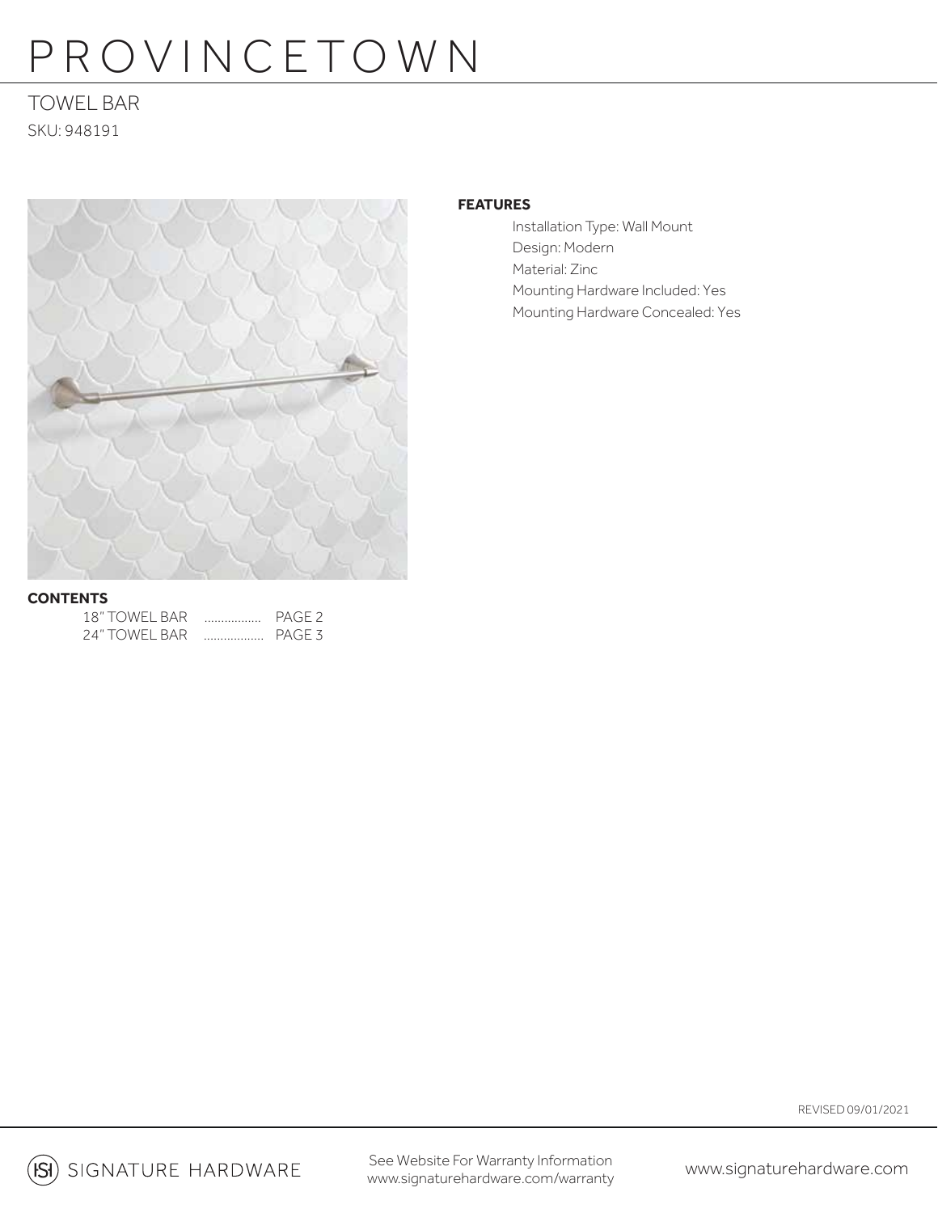# PROVINCETOWN

## TOWEL BAR

SKU: 948191

**FEATURES**

- Installation Type: Wall Mount
- Design: Modern
- Material: Zinc
- Mounting Hardware Included: Yes
- Mounting Hardware Concealed: Yes

**CONTENTS**

| | | |
|---|---|---|
| 18" TOWEL BAR | ................ | PAGE 2 |
| 24" TOWEL BAR | ................. | PAGE 3 |

REVISED 09/01/2021

SIGNATURE HARDWARE

See Website For Warranty Information
www.signaturehardware.com/warranty

www.signaturehardware.com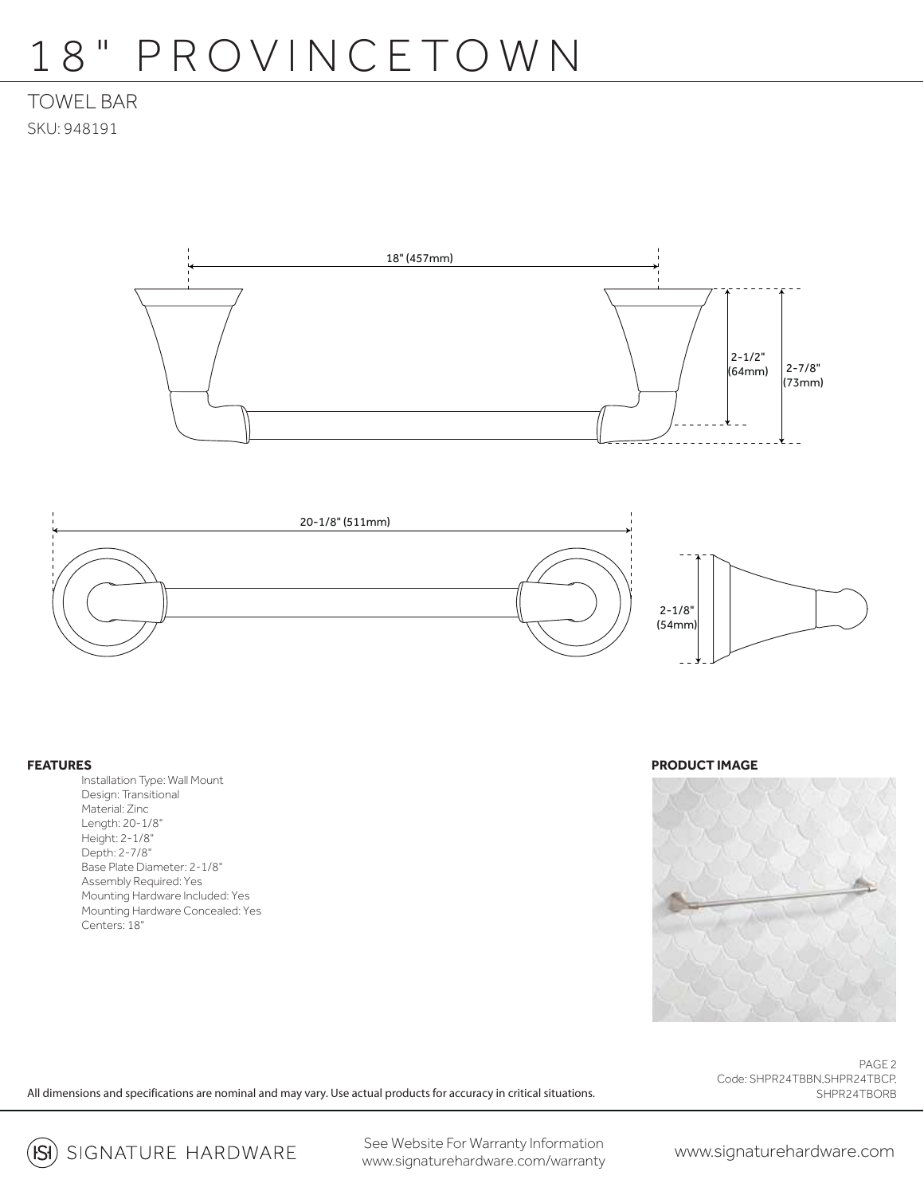# 18" PROVINCETOWN

## TOWEL BAR

SKU: 948191

18" (457mm)

2-1/2" (64mm)

2-7/8" (73mm)

20-1/8" (511mm)

2-1/8" (54mm)

**FEATURES**

Installation Type: Wall Mount
Design: Transitional
Material: Zinc
Length: 20-1/8"
Height: 2-1/8"
Depth: 2-7/8"
Base Plate Diameter: 2-1/8"
Assembly Required: Yes
Mounting Hardware Included: Yes
Mounting Hardware Concealed: Yes
Centers: 18"

**PRODUCT IMAGE**

Code: SHPR24TBBN,SHPR24TBCP, SHPR24TBORB

All dimensions and specifications are nominal and may vary. Use actual products for accuracy in critical situations.

SIGNATURE HARDWARE

See Website For Warranty Information
www.signaturehardware.com/warranty

www.signaturehardware.com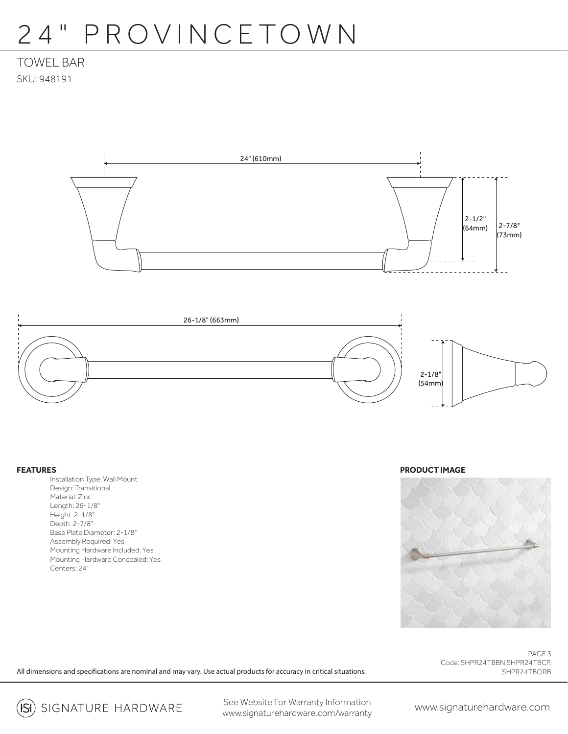# 24" PROVINCETOWN

TOWEL BAR

SKU: 948191

24" (610mm)

2-1/2" (64mm)

2-7/8" (73mm)

26-1/8" (663mm)

2-1/8" (54mm)

**FEATURES**

Installation Type: Wall Mount
Design: Transitional
Material: Zinc
Length: 26-1/8"
Height: 2-1/8"
Depth: 2-7/8"
Base Plate Diameter: 2-1/8"
Assembly Required: Yes
Mounting Hardware Included: Yes
Mounting Hardware Concealed: Yes
Centers: 24"

**PRODUCT IMAGE**

Code: SHPR24TBBN,SHPR24TBCP, SHPR24TBORB

All dimensions and specifications are nominal and may vary. Use actual products for accuracy in critical situations.

SIGNATURE HARDWARE

See Website For Warranty Information
www.signaturehardware.com/warranty

www.signaturehardware.com